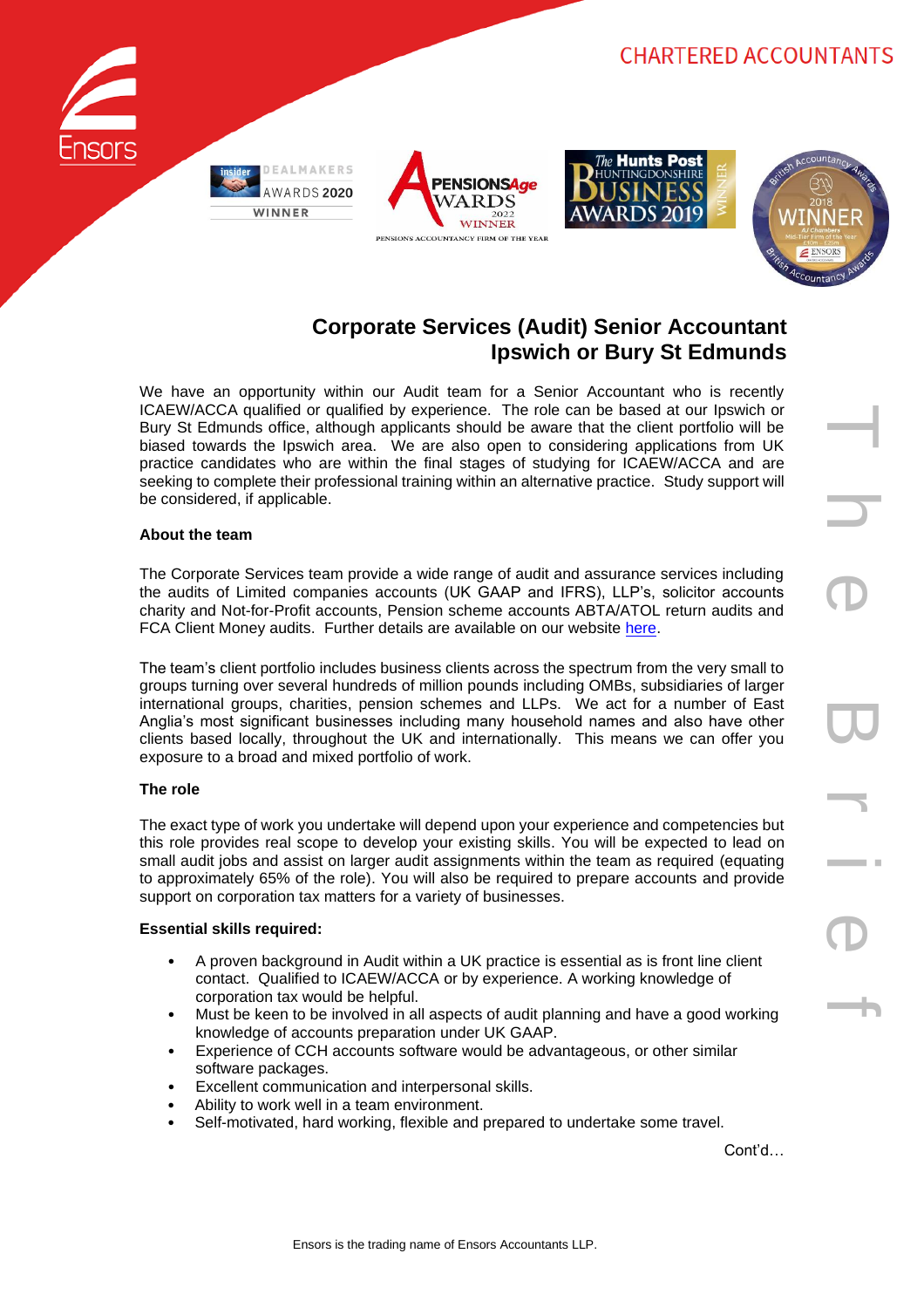CHARTERED ACCOUNTANTS

## Corporate Services (Audit) Senior Accountant
## Ipswich or Bury St Edmunds

We have an opportunity within our Audit team for a Senior Accountant who is recently ICAEW/ACCA qualified or qualified by experience. The role can be based at our Ipswich or Bury St Edmunds office, although applicants should be aware that the client portfolio will be biased towards the Ipswich area. We are also open to considering applications from UK practice candidates who are within the final stages of studying for ICAEW/ACCA and are seeking to complete their professional training within an alternative practice. Study support will be considered, if applicable.

**About the team**

The Corporate Services team provide a wide range of audit and assurance services including the audits of Limited companies accounts (UK GAAP and IFRS), LLP's, solicitor accounts charity and Not-for-Profit accounts, Pension scheme accounts ABTA/ATOL return audits and FCA Client Money audits. Further details are available on our website here.

The team's client portfolio includes business clients across the spectrum from the very small to groups turning over several hundreds of million pounds including OMBs, subsidiaries of larger international groups, charities, pension schemes and LLPs. We act for a number of East Anglia's most significant businesses including many household names and also have other clients based locally, throughout the UK and internationally. This means we can offer you exposure to a broad and mixed portfolio of work.

**The role**

The exact type of work you undertake will depend upon your experience and competencies but this role provides real scope to develop your existing skills. You will be expected to lead on small audit jobs and assist on larger audit assignments within the team as required (equating to approximately 65% of the role). You will also be required to prepare accounts and provide support on corporation tax matters for a variety of businesses.

**Essential skills required:**

- A proven background in Audit within a UK practice is essential as is front line client contact. Qualified to ICAEW/ACCA or by experience. A working knowledge of corporation tax would be helpful.
- Must be keen to be involved in all aspects of audit planning and have a good working knowledge of accounts preparation under UK GAAP.
- Experience of CCH accounts software would be advantageous, or other similar software packages.
- Excellent communication and interpersonal skills.
- Ability to work well in a team environment.
- Self-motivated, hard working, flexible and prepared to undertake some travel.

Cont'd…

Ensors is the trading name of Ensors Accountants LLP.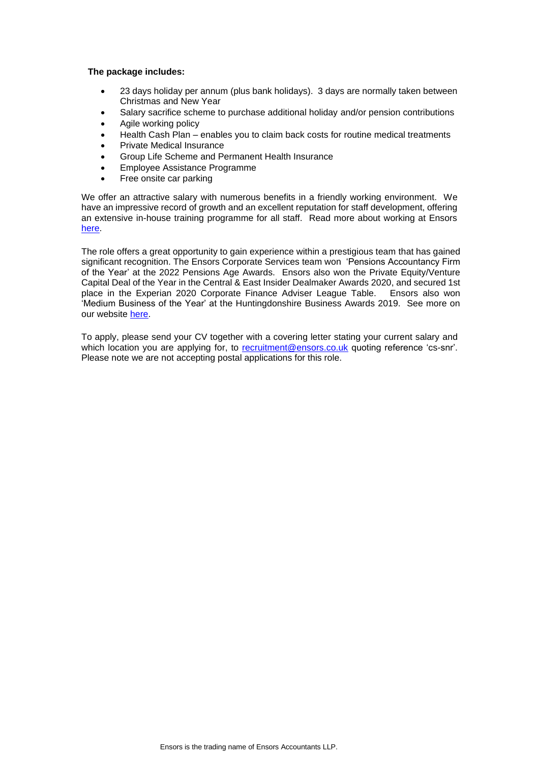**The package includes:**

- 23 days holiday per annum (plus bank holidays). 3 days are normally taken between Christmas and New Year
- Salary sacrifice scheme to purchase additional holiday and/or pension contributions
- Agile working policy
- Health Cash Plan – enables you to claim back costs for routine medical treatments
- Private Medical Insurance
- Group Life Scheme and Permanent Health Insurance
- Employee Assistance Programme
- Free onsite car parking

We offer an attractive salary with numerous benefits in a friendly working environment. We have an impressive record of growth and an excellent reputation for staff development, offering an extensive in-house training programme for all staff. Read more about working at Ensors here.

The role offers a great opportunity to gain experience within a prestigious team that has gained significant recognition. The Ensors Corporate Services team won 'Pensions Accountancy Firm of the Year' at the 2022 Pensions Age Awards. Ensors also won the Private Equity/Venture Capital Deal of the Year in the Central & East Insider Dealmaker Awards 2020, and secured 1st place in the Experian 2020 Corporate Finance Adviser League Table. Ensors also won 'Medium Business of the Year' at the Huntingdonshire Business Awards 2019. See more on our website here.

To apply, please send your CV together with a covering letter stating your current salary and which location you are applying for, to recruitment@ensors.co.uk quoting reference 'cs-snr'. Please note we are not accepting postal applications for this role.

Ensors is the trading name of Ensors Accountants LLP.